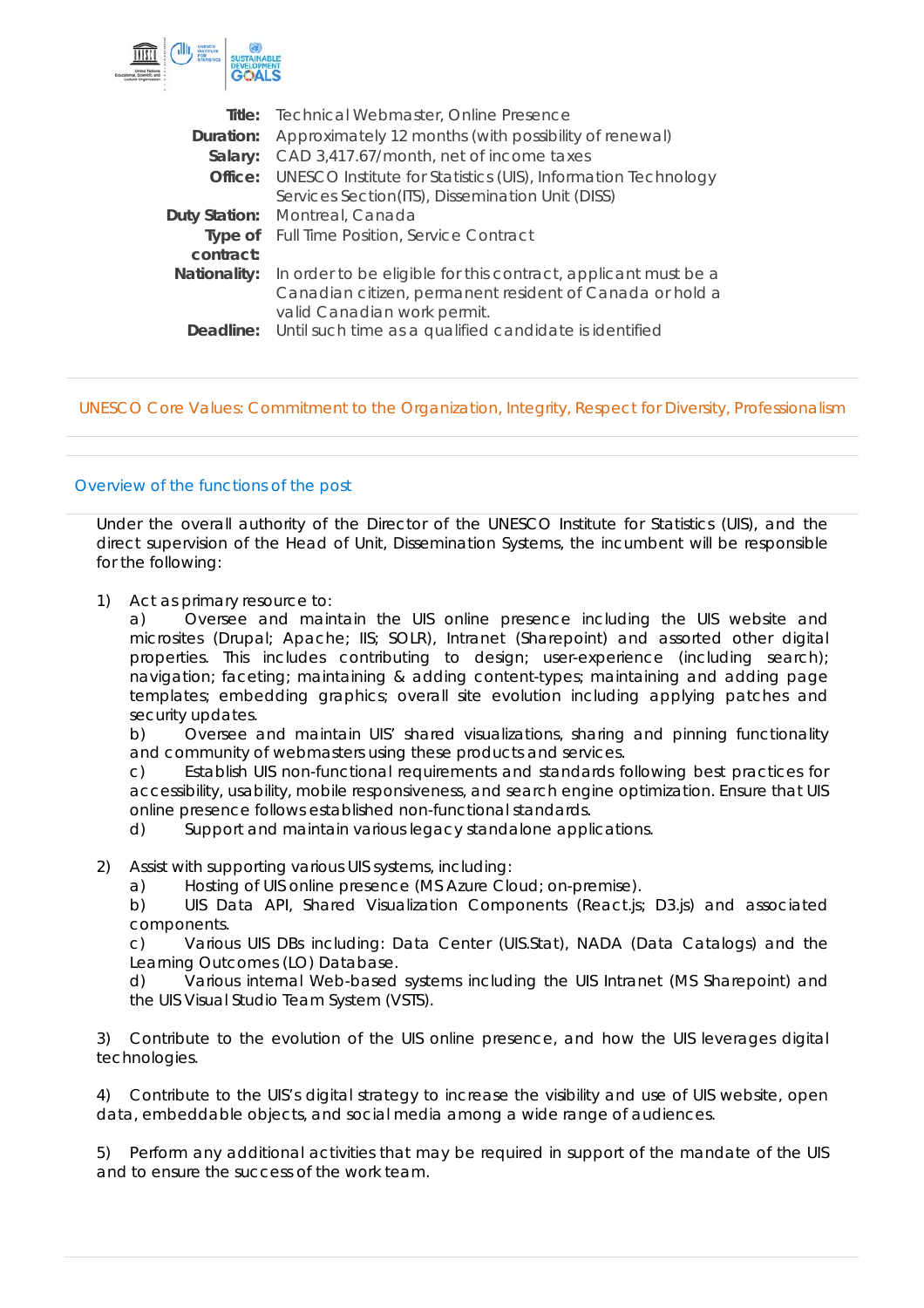| | |
|---|---|
| **Title:** | Technical Webmaster, Online Presence |
| **Duration:** | Approximately 12 months (with possibility of renewal) |
| **Salary:** | CAD 3,417.67/month, net of income taxes |
| **Office:** | UNESCO Institute for Statistics (UIS), Information Technology Services Section(ITS), Dissemination Unit (DISS) |
| **Duty Station:** | Montreal, Canada |
| **Type of contract:** | Full Time Position, Service Contract |
| **Nationality:** | In order to be eligible for this contract, applicant must be a Canadian citizen, permanent resident of Canada or hold a valid Canadian work permit. |
| **Deadline:** | Until such time as a qualified candidate is identified |

UNESCO Core Values: Commitment to the Organization, Integrity, Respect for Diversity, Professionalism

## Overview of the functions of the post

Under the overall authority of the Director of the UNESCO Institute for Statistics (UIS), and the direct supervision of the Head of Unit, Dissemination Systems, the incumbent will be responsible for the following:

1) Act as primary resource to:
   a) Oversee and maintain the UIS online presence including the UIS website and microsites (Drupal; Apache; IIS; SOLR), Intranet (Sharepoint) and assorted other digital properties. This includes contributing to design; user-experience (including search); navigation; faceting; maintaining & adding content-types; maintaining and adding page templates; embedding graphics; overall site evolution including applying patches and security updates.
   b) Oversee and maintain UIS' shared visualizations, sharing and pinning functionality and community of webmasters using these products and services.
   c) Establish UIS non-functional requirements and standards following best practices for accessibility, usability, mobile responsiveness, and search engine optimization. Ensure that UIS online presence follows established non-functional standards.
   d) Support and maintain various legacy standalone applications.

2) Assist with supporting various UIS systems, including:
   a) Hosting of UIS online presence (MS Azure Cloud; on-premise).
   b) UIS Data API, Shared Visualization Components (React.js; D3.js) and associated components.
   c) Various UIS DBs including: Data Center (UIS.Stat), NADA (Data Catalogs) and the Learning Outcomes (LO) Database.
   d) Various internal Web-based systems including the UIS Intranet (MS Sharepoint) and the UIS Visual Studio Team System (VSTS).

3) Contribute to the evolution of the UIS online presence, and how the UIS leverages digital technologies.

4) Contribute to the UIS's digital strategy to increase the visibility and use of UIS website, open data, embeddable objects, and social media among a wide range of audiences.

5) Perform any additional activities that may be required in support of the mandate of the UIS and to ensure the success of the work team.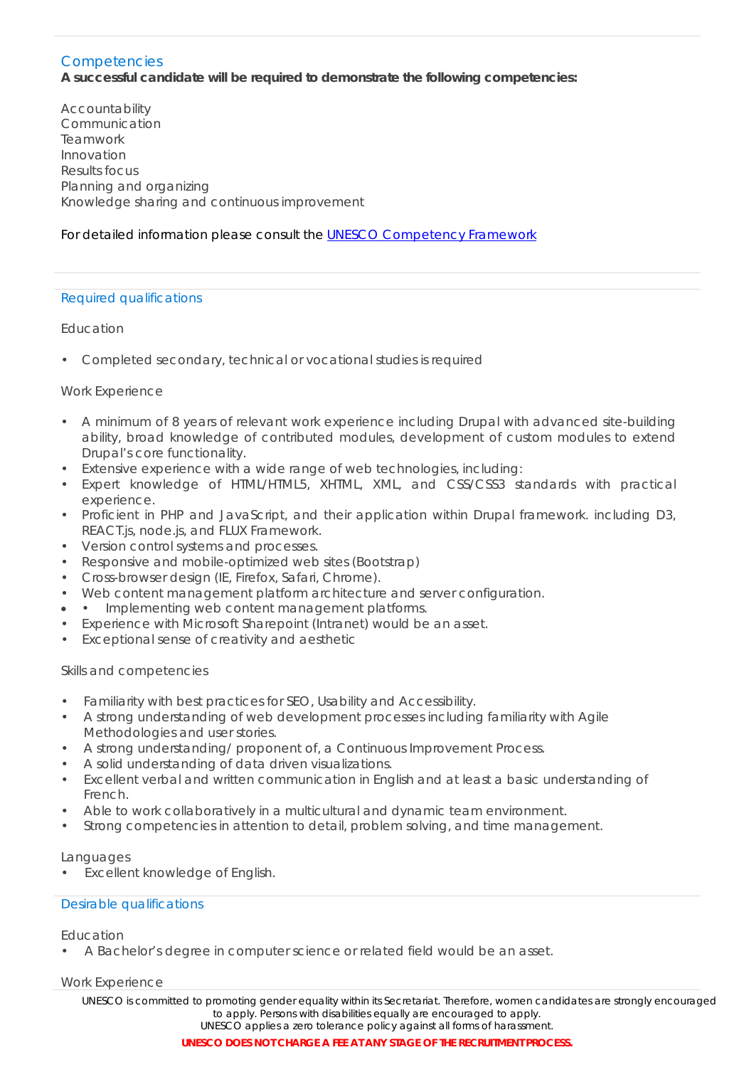## Competencies

**A successful candidate will be required to demonstrate the following competencies:**

Accountability
Communication
Teamwork
Innovation
Results focus
Planning and organizing
Knowledge sharing and continuous improvement

For detailed information please consult the [UNESCO Competency Framework]()

## Required qualifications

Education

- Completed secondary, technical or vocational studies is required

Work Experience

- A minimum of 8 years of relevant work experience including Drupal with advanced site-building ability, broad knowledge of contributed modules, development of custom modules to extend Drupal's core functionality.
- Extensive experience with a wide range of web technologies, including:
- Expert knowledge of HTML/HTML5, XHTML, XML, and CSS/CSS3 standards with practical experience.
- Proficient in PHP and JavaScript, and their application within Drupal framework. including D3, REACT.js, node.js, and FLUX Framework.
- Version control systems and processes.
- Responsive and mobile-optimized web sites (Bootstrap)
- Cross-browser design (IE, Firefox, Safari, Chrome).
- Web content management platform architecture and server configuration.
- • Implementing web content management platforms.
- Experience with Microsoft Sharepoint (Intranet) would be an asset.
- Exceptional sense of creativity and aesthetic

Skills and competencies

- Familiarity with best practices for SEO, Usability and Accessibility.
- A strong understanding of web development processes including familiarity with Agile Methodologies and user stories.
- A strong understanding/ proponent of, a Continuous Improvement Process.
- A solid understanding of data driven visualizations.
- Excellent verbal and written communication in English and at least a basic understanding of French.
- Able to work collaboratively in a multicultural and dynamic team environment.
- Strong competencies in attention to detail, problem solving, and time management.

Languages

- Excellent knowledge of English.

## Desirable qualifications

Education

- A Bachelor's degree in computer science or related field would be an asset.

Work Experience

UNESCO is committed to promoting gender equality within its Secretariat. Therefore, women candidates are strongly encouraged to apply. Persons with disabilities equally are encouraged to apply.
UNESCO applies a zero tolerance policy against all forms of harassment.

**UNESCO DOES NOT CHARGE A FEE AT ANY STAGE OF THE RECRUITMENT PROCESS.**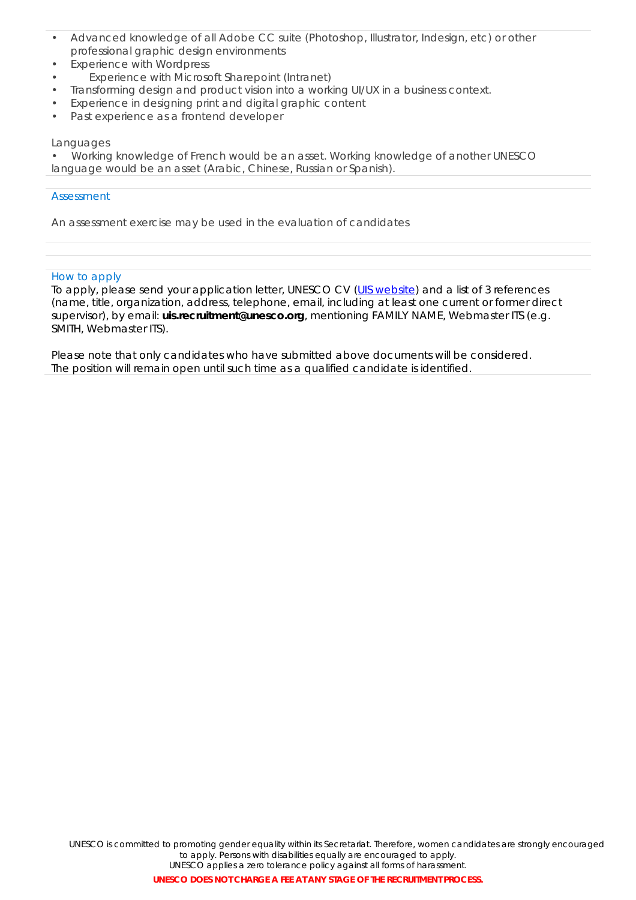- Advanced knowledge of all Adobe CC suite (Photoshop, Illustrator, Indesign, etc) or other professional graphic design environments
- Experience with Wordpress
- Experience with Microsoft Sharepoint (Intranet)
- Transforming design and product vision into a working UI/UX in a business context.
- Experience in designing print and digital graphic content
- Past experience as a frontend developer

Languages

- Working knowledge of French would be an asset. Working knowledge of another UNESCO language would be an asset (Arabic, Chinese, Russian or Spanish).

## Assessment

An assessment exercise may be used in the evaluation of candidates

## How to apply

To apply, please send your application letter, UNESCO CV ([UIS website]) and a list of 3 references (name, title, organization, address, telephone, email, including at least one current or former direct supervisor), by email: **uis.recruitment@unesco.org**, mentioning FAMILY NAME, Webmaster ITS (e.g. SMITH, Webmaster ITS).

Please note that only candidates who have submitted above documents will be considered.
The position will remain open until such time as a qualified candidate is identified.

UNESCO is committed to promoting gender equality within its Secretariat. Therefore, women candidates are strongly encouraged to apply. Persons with disabilities equally are encouraged to apply.
UNESCO applies a zero tolerance policy against all forms of harassment.

**UNESCO DOES NOT CHARGE A FEE AT ANY STAGE OF THE RECRUITMENT PROCESS.**